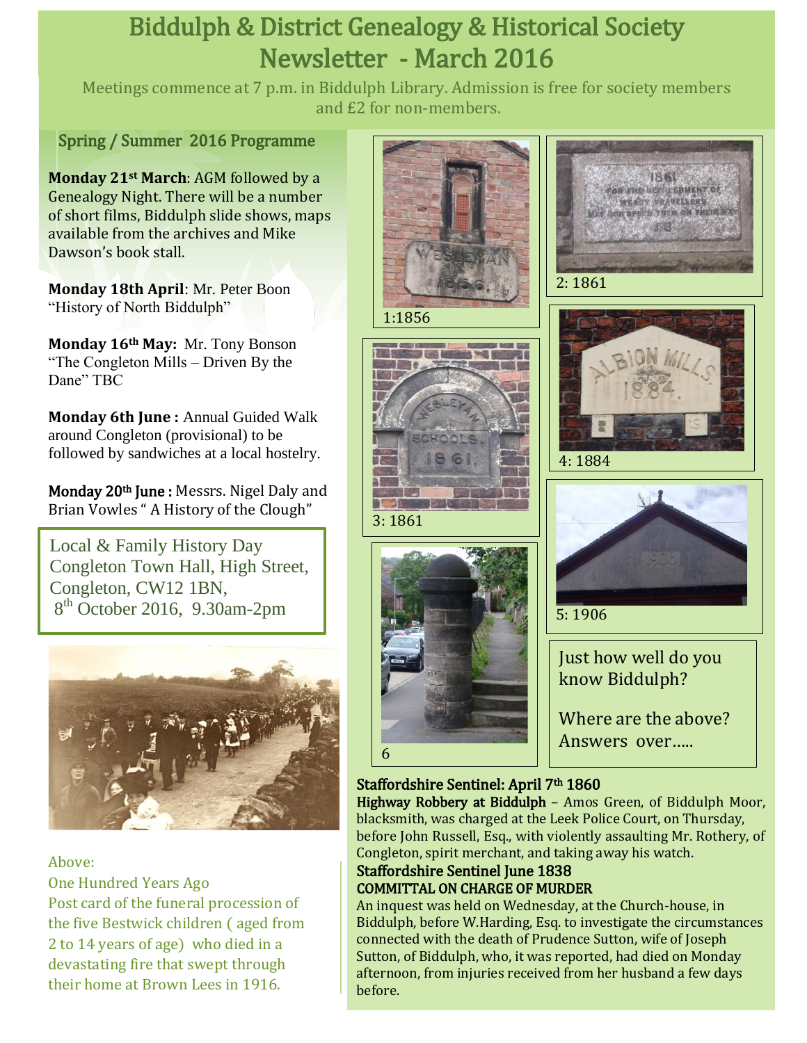# Biddulph & District Genealogy & Historical Society Newsletter - March 2016

Meetings commence at 7 p.m. in Biddulph Library. Admission is free for society members and £2 for non-members.

## Spring / Summer 2016 Programme

**Monday 21st March**: AGM followed by a Genealogy Night. There will be a number of short films, Biddulph slide shows, maps available from the archives and Mike Dawson's book stall.

**Monday 18th April**: Mr. Peter Boon "History of North Biddulph"

**Monday 16th May:** Mr. Tony Bonson "The Congleton Mills – Driven By the Dane" TBC

**Monday 6th June :** Annual Guided Walk around Congleton (provisional) to be followed by sandwiches at a local hostelry.

**Monday 20th June :** Messrs. Nigel Daly and Brian Vowles " A History of the Clough"

Local & Family History Day
Congleton Town Hall, High Street, Congleton, CW12 1BN,
8th October 2016, 9.30am-2pm

Above:
One Hundred Years Ago
Post card of the funeral procession of the five Bestwick children ( aged from 2 to 14 years of age) who died in a devastating fire that swept through their home at Brown Lees in 1916.

1:1856

2: 1861

3: 1861

4: 1884

5: 1906

6

Just how well do you know Biddulph?

Where are the above? Answers over…..

### Staffordshire Sentinel: April 7th 1860

**Highway Robbery at Biddulph** – Amos Green, of Biddulph Moor, blacksmith, was charged at the Leek Police Court, on Thursday, before John Russell, Esq., with violently assaulting Mr. Rothery, of Congleton, spirit merchant, and taking away his watch.

### Staffordshire Sentinel June 1838

**COMMITTAL ON CHARGE OF MURDER**

An inquest was held on Wednesday, at the Church-house, in Biddulph, before W.Harding, Esq. to investigate the circumstances connected with the death of Prudence Sutton, wife of Joseph Sutton, of Biddulph, who, it was reported, had died on Monday afternoon, from injuries received from her husband a few days before.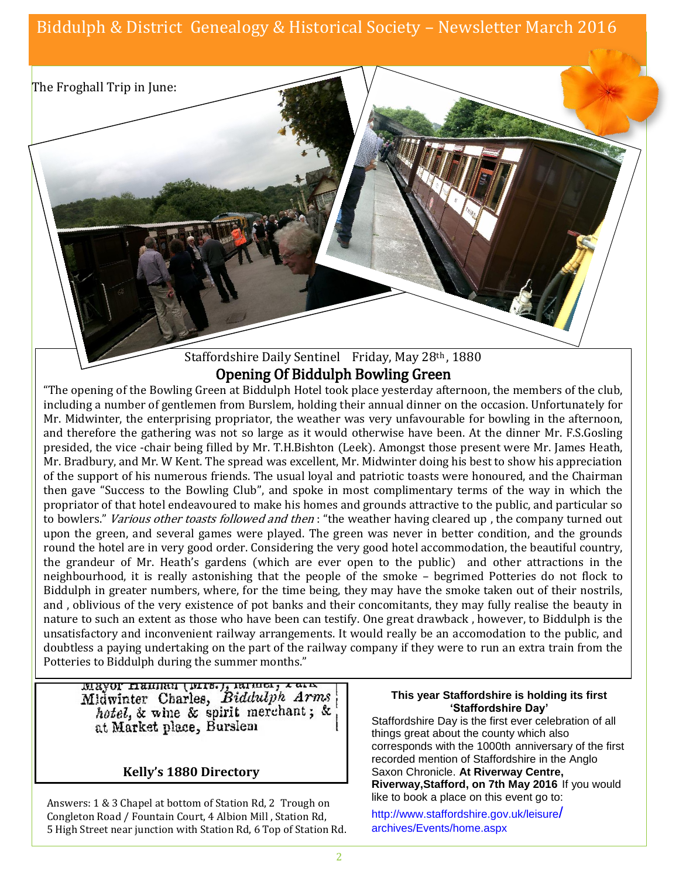The Froghall Trip in June:

Staffordshire Daily Sentinel Friday, May 28th, 1880

## Opening Of Biddulph Bowling Green

"The opening of the Bowling Green at Biddulph Hotel took place yesterday afternoon, the members of the club, including a number of gentlemen from Burslem, holding their annual dinner on the occasion. Unfortunately for Mr. Midwinter, the enterprising propriator, the weather was very unfavourable for bowling in the afternoon, and therefore the gathering was not so large as it would otherwise have been. At the dinner Mr. F.S.Gosling presided, the vice -chair being filled by Mr. T.H.Bishton (Leek). Amongst those present were Mr. James Heath, Mr. Bradbury, and Mr. W Kent. The spread was excellent, Mr. Midwinter doing his best to show his appreciation of the support of his numerous friends. The usual loyal and patriotic toasts were honoured, and the Chairman then gave "Success to the Bowling Club", and spoke in most complimentary terms of the way in which the propriator of that hotel endeavoured to make his homes and grounds attractive to the public, and particular so to bowlers." *Various other toasts followed and then* : "the weather having cleared up , the company turned out upon the green, and several games were played. The green was never in better condition, and the grounds round the hotel are in very good order. Considering the very good hotel accommodation, the beautiful country, the grandeur of Mr. Heath's gardens (which are ever open to the public) and other attractions in the neighbourhood, it is really astonishing that the people of the smoke – begrimed Potteries do not flock to Biddulph in greater numbers, where, for the time being, they may have the smoke taken out of their nostrils, and , oblivious of the very existence of pot banks and their concomitants, they may fully realise the beauty in nature to such an extent as those who have been can testify. One great drawback , however, to Biddulph is the unsatisfactory and inconvenient railway arrangements. It would really be an accomodation to the public, and doubtless a paying undertaking on the part of the railway company if they were to run an extra train from the Potteries to Biddulph during the summer months."

Midwinter Charles, *Biddulph Arms hotel*, & wine & spirit merchant; & at Market place, Burslem

**Kelly's 1880 Directory**

Answers: 1 & 3 Chapel at bottom of Station Rd, 2 Trough on Congleton Road / Fountain Court, 4 Albion Mill , Station Rd, 5 High Street near junction with Station Rd, 6 Top of Station Rd.

**This year Staffordshire is holding its first 'Staffordshire Day'**

Staffordshire Day is the first ever celebration of all things great about the county which also corresponds with the 1000th anniversary of the first recorded mention of Staffordshire in the Anglo Saxon Chronicle. **At Riverway Centre, Riverway,Stafford, on 7th May 2016** If you would like to book a place on this event go to:

http://www.staffordshire.gov.uk/leisure/archives/Events/home.aspx